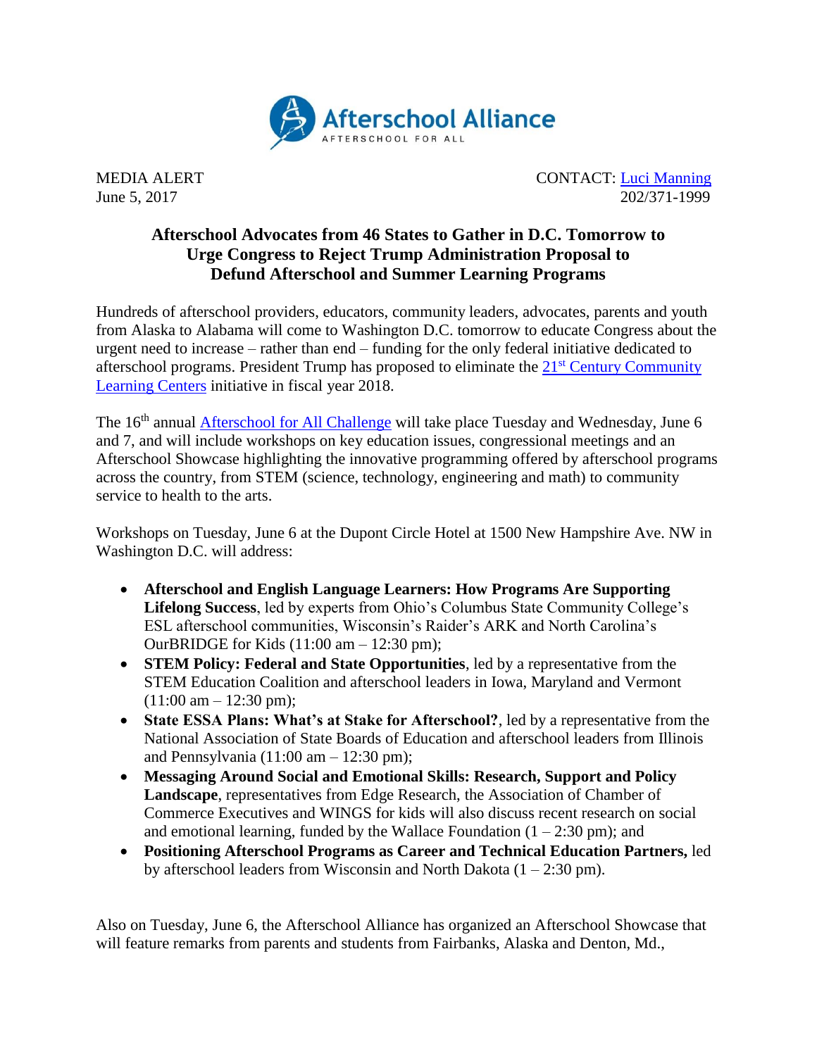Afterschool Alliance
AFTERSCHOOL FOR ALL

MEDIA ALERT
June 5, 2017

CONTACT: Luci Manning
202/371-1999

**Afterschool Advocates from 46 States to Gather in D.C. Tomorrow to Urge Congress to Reject Trump Administration Proposal to Defund Afterschool and Summer Learning Programs**

Hundreds of afterschool providers, educators, community leaders, advocates, parents and youth from Alaska to Alabama will come to Washington D.C. tomorrow to educate Congress about the urgent need to increase – rather than end – funding for the only federal initiative dedicated to afterschool programs. President Trump has proposed to eliminate the 21st Century Community Learning Centers initiative in fiscal year 2018.

The 16th annual Afterschool for All Challenge will take place Tuesday and Wednesday, June 6 and 7, and will include workshops on key education issues, congressional meetings and an Afterschool Showcase highlighting the innovative programming offered by afterschool programs across the country, from STEM (science, technology, engineering and math) to community service to health to the arts.

Workshops on Tuesday, June 6 at the Dupont Circle Hotel at 1500 New Hampshire Ave. NW in Washington D.C. will address:

- **Afterschool and English Language Learners: How Programs Are Supporting Lifelong Success**, led by experts from Ohio's Columbus State Community College's ESL afterschool communities, Wisconsin's Raider's ARK and North Carolina's OurBRIDGE for Kids (11:00 am – 12:30 pm);
- **STEM Policy: Federal and State Opportunities**, led by a representative from the STEM Education Coalition and afterschool leaders in Iowa, Maryland and Vermont (11:00 am – 12:30 pm);
- **State ESSA Plans: What's at Stake for Afterschool?**, led by a representative from the National Association of State Boards of Education and afterschool leaders from Illinois and Pennsylvania (11:00 am – 12:30 pm);
- **Messaging Around Social and Emotional Skills: Research, Support and Policy Landscape**, representatives from Edge Research, the Association of Chamber of Commerce Executives and WINGS for kids will also discuss recent research on social and emotional learning, funded by the Wallace Foundation (1 – 2:30 pm); and
- **Positioning Afterschool Programs as Career and Technical Education Partners,** led by afterschool leaders from Wisconsin and North Dakota (1 – 2:30 pm).

Also on Tuesday, June 6, the Afterschool Alliance has organized an Afterschool Showcase that will feature remarks from parents and students from Fairbanks, Alaska and Denton, Md.,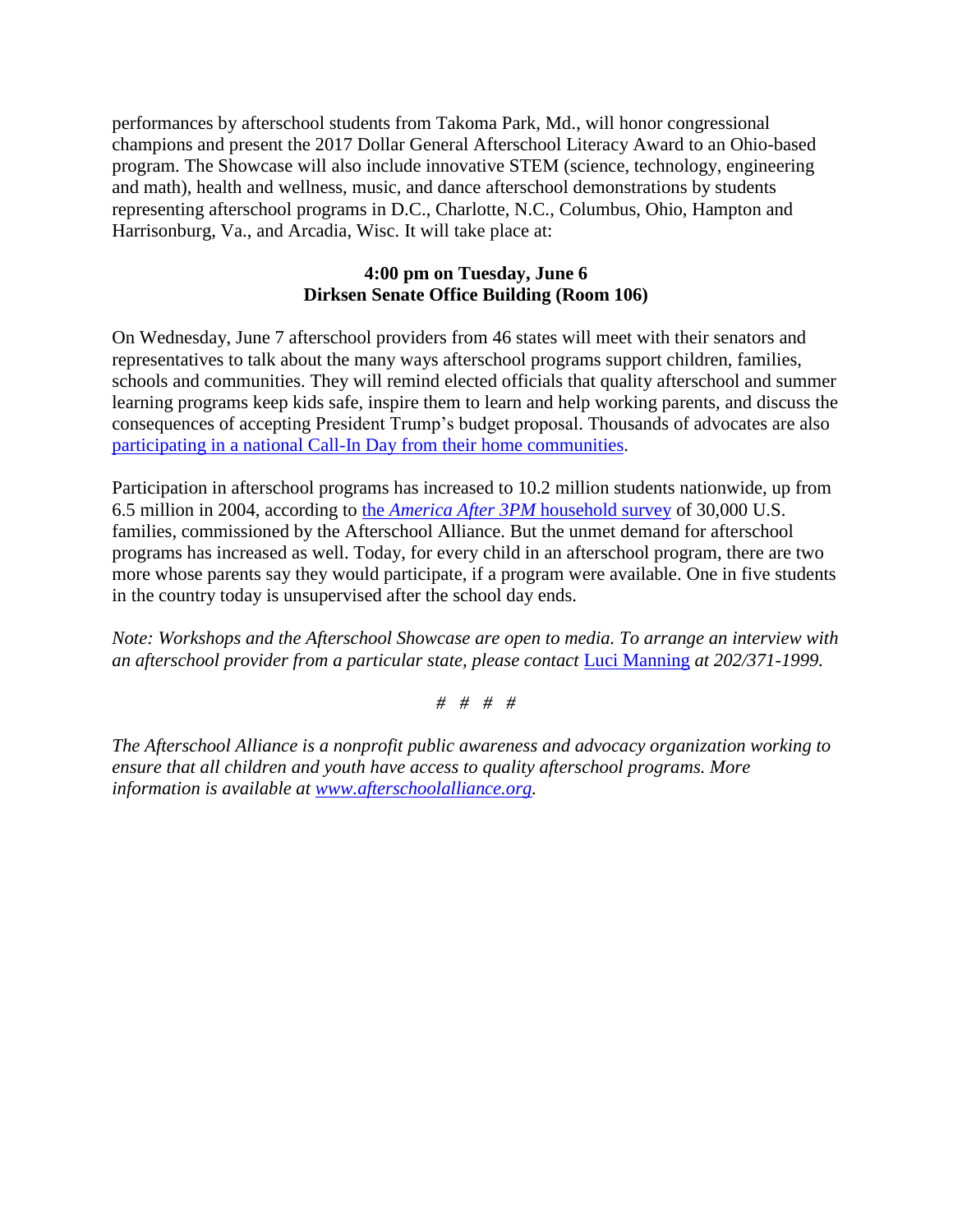performances by afterschool students from Takoma Park, Md., will honor congressional champions and present the 2017 Dollar General Afterschool Literacy Award to an Ohio-based program. The Showcase will also include innovative STEM (science, technology, engineering and math), health and wellness, music, and dance afterschool demonstrations by students representing afterschool programs in D.C., Charlotte, N.C., Columbus, Ohio, Hampton and Harrisonburg, Va., and Arcadia, Wisc. It will take place at:

**4:00 pm on Tuesday, June 6**
**Dirksen Senate Office Building (Room 106)**

On Wednesday, June 7 afterschool providers from 46 states will meet with their senators and representatives to talk about the many ways afterschool programs support children, families, schools and communities. They will remind elected officials that quality afterschool and summer learning programs keep kids safe, inspire them to learn and help working parents, and discuss the consequences of accepting President Trump's budget proposal. Thousands of advocates are also participating in a national Call-In Day from their home communities.

Participation in afterschool programs has increased to 10.2 million students nationwide, up from 6.5 million in 2004, according to the *America After 3PM* household survey of 30,000 U.S. families, commissioned by the Afterschool Alliance. But the unmet demand for afterschool programs has increased as well. Today, for every child in an afterschool program, there are two more whose parents say they would participate, if a program were available. One in five students in the country today is unsupervised after the school day ends.

*Note: Workshops and the Afterschool Showcase are open to media. To arrange an interview with an afterschool provider from a particular state, please contact* Luci Manning *at 202/371-1999.*

\# # # #

*The Afterschool Alliance is a nonprofit public awareness and advocacy organization working to ensure that all children and youth have access to quality afterschool programs. More information is available at www.afterschoolalliance.org.*